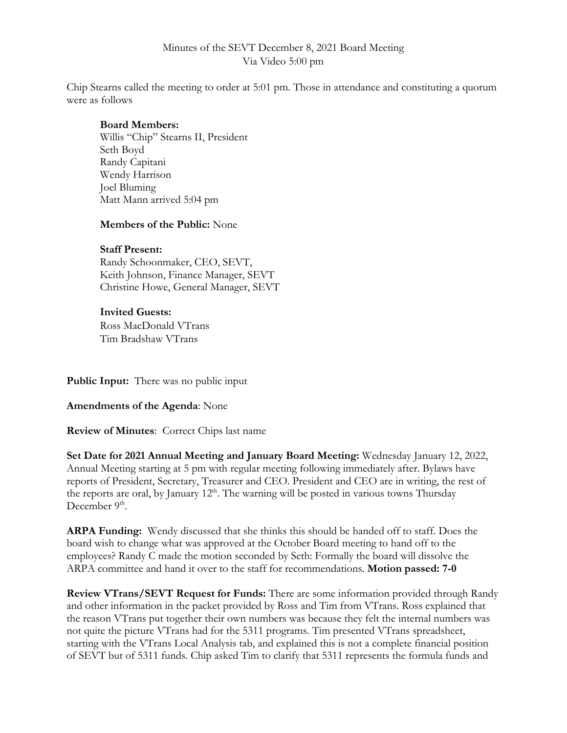Minutes of the SEVT December 8, 2021 Board Meeting
Via Video 5:00 pm

Chip Stearns called the meeting to order at 5:01 pm. Those in attendance and constituting a quorum were as follows

**Board Members:**
Willis "Chip" Stearns II, President
Seth Boyd
Randy Capitani
Wendy Harrison
Joel Bluming
Matt Mann arrived 5:04 pm

**Members of the Public:** None

**Staff Present:**
Randy Schoonmaker, CEO, SEVT,
Keith Johnson, Finance Manager, SEVT
Christine Howe, General Manager, SEVT

**Invited Guests:**
Ross MacDonald VTrans
Tim Bradshaw VTrans

**Public Input:** There was no public input

**Amendments of the Agenda**: None

**Review of Minutes**: Correct Chips last name

**Set Date for 2021 Annual Meeting and January Board Meeting:** Wednesday January 12, 2022, Annual Meeting starting at 5 pm with regular meeting following immediately after. Bylaws have reports of President, Secretary, Treasurer and CEO. President and CEO are in writing, the rest of the reports are oral, by January 12th. The warning will be posted in various towns Thursday December 9th.

**ARPA Funding:** Wendy discussed that she thinks this should be handed off to staff. Does the board wish to change what was approved at the October Board meeting to hand off to the employees? Randy C made the motion seconded by Seth: Formally the board will dissolve the ARPA committee and hand it over to the staff for recommendations. **Motion passed: 7-0**

**Review VTrans/SEVT Request for Funds:** There are some information provided through Randy and other information in the packet provided by Ross and Tim from VTrans. Ross explained that the reason VTrans put together their own numbers was because they felt the internal numbers was not quite the picture VTrans had for the 5311 programs. Tim presented VTrans spreadsheet, starting with the VTrans Local Analysis tab, and explained this is not a complete financial position of SEVT but of 5311 funds. Chip asked Tim to clarify that 5311 represents the formula funds and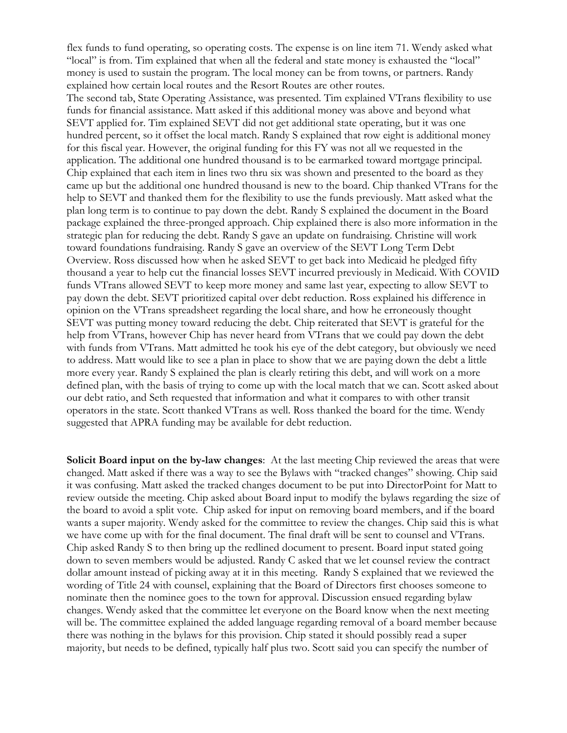flex funds to fund operating, so operating costs. The expense is on line item 71. Wendy asked what "local" is from. Tim explained that when all the federal and state money is exhausted the "local" money is used to sustain the program. The local money can be from towns, or partners. Randy explained how certain local routes and the Resort Routes are other routes.
The second tab, State Operating Assistance, was presented. Tim explained VTrans flexibility to use funds for financial assistance. Matt asked if this additional money was above and beyond what SEVT applied for. Tim explained SEVT did not get additional state operating, but it was one hundred percent, so it offset the local match. Randy S explained that row eight is additional money for this fiscal year. However, the original funding for this FY was not all we requested in the application. The additional one hundred thousand is to be earmarked toward mortgage principal. Chip explained that each item in lines two thru six was shown and presented to the board as they came up but the additional one hundred thousand is new to the board. Chip thanked VTrans for the help to SEVT and thanked them for the flexibility to use the funds previously. Matt asked what the plan long term is to continue to pay down the debt. Randy S explained the document in the Board package explained the three-pronged approach. Chip explained there is also more information in the strategic plan for reducing the debt. Randy S gave an update on fundraising. Christine will work toward foundations fundraising. Randy S gave an overview of the SEVT Long Term Debt Overview. Ross discussed how when he asked SEVT to get back into Medicaid he pledged fifty thousand a year to help cut the financial losses SEVT incurred previously in Medicaid. With COVID funds VTrans allowed SEVT to keep more money and same last year, expecting to allow SEVT to pay down the debt. SEVT prioritized capital over debt reduction. Ross explained his difference in opinion on the VTrans spreadsheet regarding the local share, and how he erroneously thought SEVT was putting money toward reducing the debt. Chip reiterated that SEVT is grateful for the help from VTrans, however Chip has never heard from VTrans that we could pay down the debt with funds from VTrans. Matt admitted he took his eye of the debt category, but obviously we need to address. Matt would like to see a plan in place to show that we are paying down the debt a little more every year. Randy S explained the plan is clearly retiring this debt, and will work on a more defined plan, with the basis of trying to come up with the local match that we can. Scott asked about our debt ratio, and Seth requested that information and what it compares to with other transit operators in the state. Scott thanked VTrans as well. Ross thanked the board for the time. Wendy suggested that APRA funding may be available for debt reduction.

**Solicit Board input on the by-law changes**: At the last meeting Chip reviewed the areas that were changed. Matt asked if there was a way to see the Bylaws with "tracked changes" showing. Chip said it was confusing. Matt asked the tracked changes document to be put into DirectorPoint for Matt to review outside the meeting. Chip asked about Board input to modify the bylaws regarding the size of the board to avoid a split vote. Chip asked for input on removing board members, and if the board wants a super majority. Wendy asked for the committee to review the changes. Chip said this is what we have come up with for the final document. The final draft will be sent to counsel and VTrans. Chip asked Randy S to then bring up the redlined document to present. Board input stated going down to seven members would be adjusted. Randy C asked that we let counsel review the contract dollar amount instead of picking away at it in this meeting. Randy S explained that we reviewed the wording of Title 24 with counsel, explaining that the Board of Directors first chooses someone to nominate then the nominee goes to the town for approval. Discussion ensued regarding bylaw changes. Wendy asked that the committee let everyone on the Board know when the next meeting will be. The committee explained the added language regarding removal of a board member because there was nothing in the bylaws for this provision. Chip stated it should possibly read a super majority, but needs to be defined, typically half plus two. Scott said you can specify the number of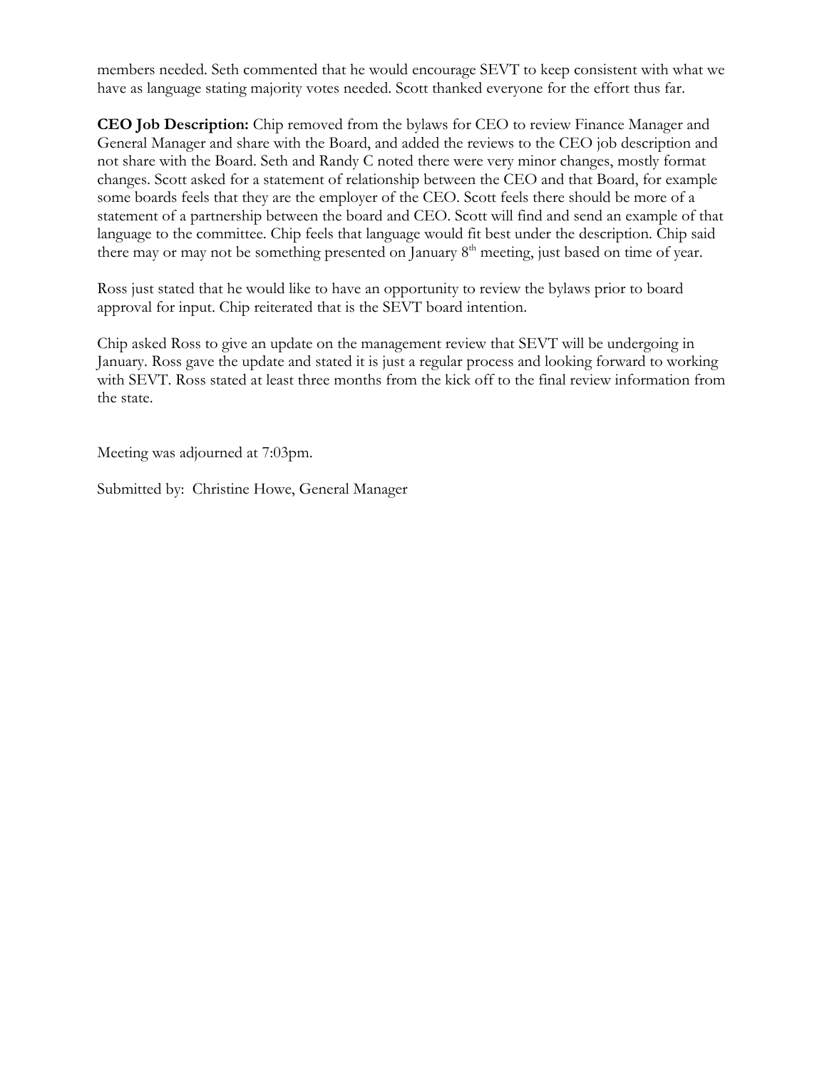members needed. Seth commented that he would encourage SEVT to keep consistent with what we have as language stating majority votes needed. Scott thanked everyone for the effort thus far.

**CEO Job Description:** Chip removed from the bylaws for CEO to review Finance Manager and General Manager and share with the Board, and added the reviews to the CEO job description and not share with the Board. Seth and Randy C noted there were very minor changes, mostly format changes. Scott asked for a statement of relationship between the CEO and that Board, for example some boards feels that they are the employer of the CEO. Scott feels there should be more of a statement of a partnership between the board and CEO. Scott will find and send an example of that language to the committee. Chip feels that language would fit best under the description. Chip said there may or may not be something presented on January 8th meeting, just based on time of year.

Ross just stated that he would like to have an opportunity to review the bylaws prior to board approval for input. Chip reiterated that is the SEVT board intention.

Chip asked Ross to give an update on the management review that SEVT will be undergoing in January. Ross gave the update and stated it is just a regular process and looking forward to working with SEVT. Ross stated at least three months from the kick off to the final review information from the state.

Meeting was adjourned at 7:03pm.

Submitted by: Christine Howe, General Manager